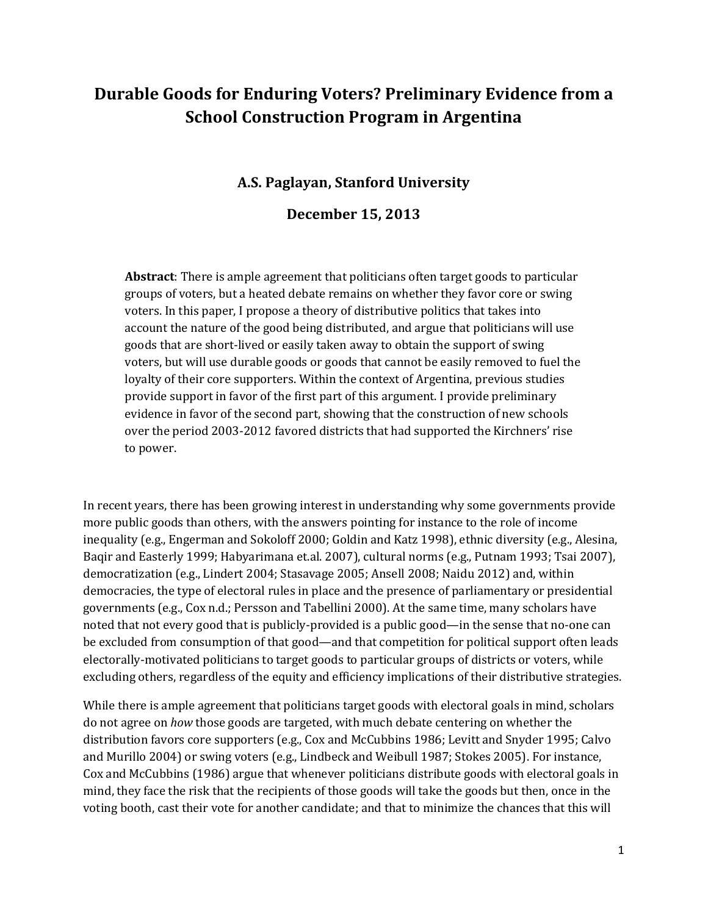# Durable Goods for Enduring Voters? Preliminary Evidence from a School Construction Program in Argentina

**A.S. Paglayan, Stanford University**

**December 15, 2013**

**Abstract**: There is ample agreement that politicians often target goods to particular groups of voters, but a heated debate remains on whether they favor core or swing voters. In this paper, I propose a theory of distributive politics that takes into account the nature of the good being distributed, and argue that politicians will use goods that are short-lived or easily taken away to obtain the support of swing voters, but will use durable goods or goods that cannot be easily removed to fuel the loyalty of their core supporters. Within the context of Argentina, previous studies provide support in favor of the first part of this argument. I provide preliminary evidence in favor of the second part, showing that the construction of new schools over the period 2003-2012 favored districts that had supported the Kirchners' rise to power.

In recent years, there has been growing interest in understanding why some governments provide more public goods than others, with the answers pointing for instance to the role of income inequality (e.g., Engerman and Sokoloff 2000; Goldin and Katz 1998), ethnic diversity (e.g., Alesina, Baqir and Easterly 1999; Habyarimana et.al. 2007), cultural norms (e.g., Putnam 1993; Tsai 2007), democratization (e.g., Lindert 2004; Stasavage 2005; Ansell 2008; Naidu 2012) and, within democracies, the type of electoral rules in place and the presence of parliamentary or presidential governments (e.g., Cox n.d.; Persson and Tabellini 2000). At the same time, many scholars have noted that not every good that is publicly-provided is a public good—in the sense that no-one can be excluded from consumption of that good—and that competition for political support often leads electorally-motivated politicians to target goods to particular groups of districts or voters, while excluding others, regardless of the equity and efficiency implications of their distributive strategies.

While there is ample agreement that politicians target goods with electoral goals in mind, scholars do not agree on *how* those goods are targeted, with much debate centering on whether the distribution favors core supporters (e.g., Cox and McCubbins 1986; Levitt and Snyder 1995; Calvo and Murillo 2004) or swing voters (e.g., Lindbeck and Weibull 1987; Stokes 2005). For instance, Cox and McCubbins (1986) argue that whenever politicians distribute goods with electoral goals in mind, they face the risk that the recipients of those goods will take the goods but then, once in the voting booth, cast their vote for another candidate; and that to minimize the chances that this will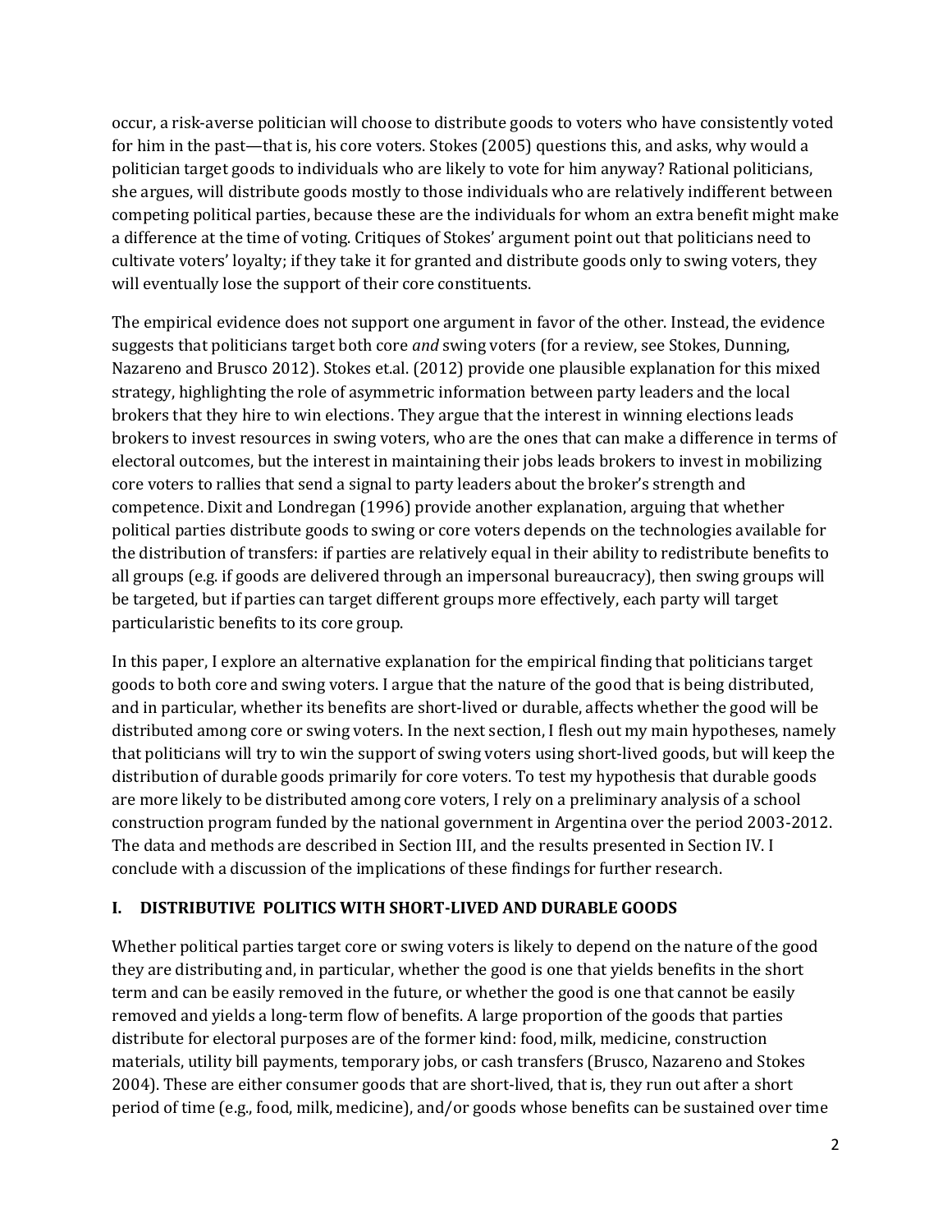occur, a risk-averse politician will choose to distribute goods to voters who have consistently voted for him in the past—that is, his core voters. Stokes (2005) questions this, and asks, why would a politician target goods to individuals who are likely to vote for him anyway? Rational politicians, she argues, will distribute goods mostly to those individuals who are relatively indifferent between competing political parties, because these are the individuals for whom an extra benefit might make a difference at the time of voting. Critiques of Stokes' argument point out that politicians need to cultivate voters' loyalty; if they take it for granted and distribute goods only to swing voters, they will eventually lose the support of their core constituents.

The empirical evidence does not support one argument in favor of the other. Instead, the evidence suggests that politicians target both core *and* swing voters (for a review, see Stokes, Dunning, Nazareno and Brusco 2012). Stokes et.al. (2012) provide one plausible explanation for this mixed strategy, highlighting the role of asymmetric information between party leaders and the local brokers that they hire to win elections. They argue that the interest in winning elections leads brokers to invest resources in swing voters, who are the ones that can make a difference in terms of electoral outcomes, but the interest in maintaining their jobs leads brokers to invest in mobilizing core voters to rallies that send a signal to party leaders about the broker's strength and competence. Dixit and Londregan (1996) provide another explanation, arguing that whether political parties distribute goods to swing or core voters depends on the technologies available for the distribution of transfers: if parties are relatively equal in their ability to redistribute benefits to all groups (e.g. if goods are delivered through an impersonal bureaucracy), then swing groups will be targeted, but if parties can target different groups more effectively, each party will target particularistic benefits to its core group.

In this paper, I explore an alternative explanation for the empirical finding that politicians target goods to both core and swing voters. I argue that the nature of the good that is being distributed, and in particular, whether its benefits are short-lived or durable, affects whether the good will be distributed among core or swing voters. In the next section, I flesh out my main hypotheses, namely that politicians will try to win the support of swing voters using short-lived goods, but will keep the distribution of durable goods primarily for core voters. To test my hypothesis that durable goods are more likely to be distributed among core voters, I rely on a preliminary analysis of a school construction program funded by the national government in Argentina over the period 2003-2012. The data and methods are described in Section III, and the results presented in Section IV. I conclude with a discussion of the implications of these findings for further research.

## I. DISTRIBUTIVE POLITICS WITH SHORT-LIVED AND DURABLE GOODS

Whether political parties target core or swing voters is likely to depend on the nature of the good they are distributing and, in particular, whether the good is one that yields benefits in the short term and can be easily removed in the future, or whether the good is one that cannot be easily removed and yields a long-term flow of benefits. A large proportion of the goods that parties distribute for electoral purposes are of the former kind: food, milk, medicine, construction materials, utility bill payments, temporary jobs, or cash transfers (Brusco, Nazareno and Stokes 2004). These are either consumer goods that are short-lived, that is, they run out after a short period of time (e.g., food, milk, medicine), and/or goods whose benefits can be sustained over time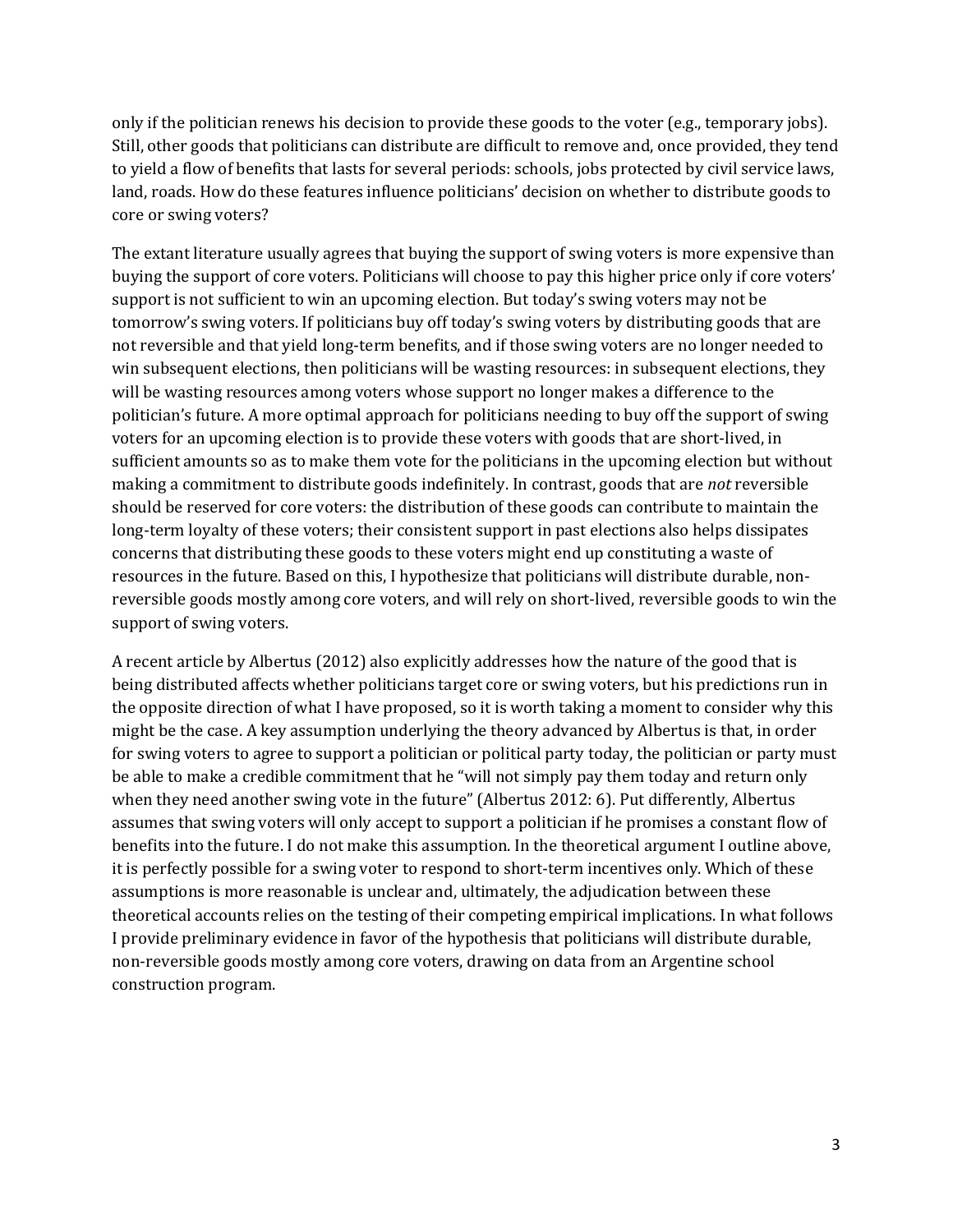only if the politician renews his decision to provide these goods to the voter (e.g., temporary jobs). Still, other goods that politicians can distribute are difficult to remove and, once provided, they tend to yield a flow of benefits that lasts for several periods: schools, jobs protected by civil service laws, land, roads. How do these features influence politicians' decision on whether to distribute goods to core or swing voters?

The extant literature usually agrees that buying the support of swing voters is more expensive than buying the support of core voters. Politicians will choose to pay this higher price only if core voters' support is not sufficient to win an upcoming election. But today's swing voters may not be tomorrow's swing voters. If politicians buy off today's swing voters by distributing goods that are not reversible and that yield long-term benefits, and if those swing voters are no longer needed to win subsequent elections, then politicians will be wasting resources: in subsequent elections, they will be wasting resources among voters whose support no longer makes a difference to the politician's future. A more optimal approach for politicians needing to buy off the support of swing voters for an upcoming election is to provide these voters with goods that are short-lived, in sufficient amounts so as to make them vote for the politicians in the upcoming election but without making a commitment to distribute goods indefinitely. In contrast, goods that are *not* reversible should be reserved for core voters: the distribution of these goods can contribute to maintain the long-term loyalty of these voters; their consistent support in past elections also helps dissipates concerns that distributing these goods to these voters might end up constituting a waste of resources in the future. Based on this, I hypothesize that politicians will distribute durable, non-reversible goods mostly among core voters, and will rely on short-lived, reversible goods to win the support of swing voters.

A recent article by Albertus (2012) also explicitly addresses how the nature of the good that is being distributed affects whether politicians target core or swing voters, but his predictions run in the opposite direction of what I have proposed, so it is worth taking a moment to consider why this might be the case. A key assumption underlying the theory advanced by Albertus is that, in order for swing voters to agree to support a politician or political party today, the politician or party must be able to make a credible commitment that he "will not simply pay them today and return only when they need another swing vote in the future" (Albertus 2012: 6). Put differently, Albertus assumes that swing voters will only accept to support a politician if he promises a constant flow of benefits into the future. I do not make this assumption. In the theoretical argument I outline above, it is perfectly possible for a swing voter to respond to short-term incentives only. Which of these assumptions is more reasonable is unclear and, ultimately, the adjudication between these theoretical accounts relies on the testing of their competing empirical implications. In what follows I provide preliminary evidence in favor of the hypothesis that politicians will distribute durable, non-reversible goods mostly among core voters, drawing on data from an Argentine school construction program.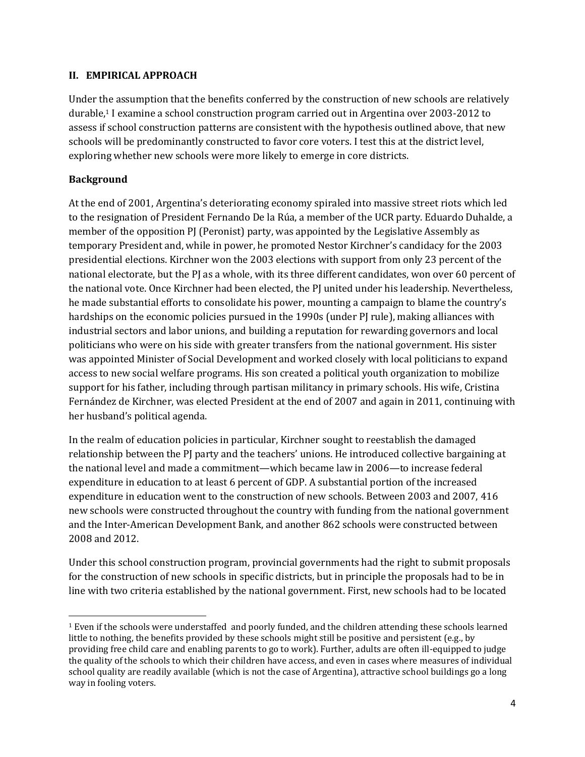## II. EMPIRICAL APPROACH

Under the assumption that the benefits conferred by the construction of new schools are relatively durable,[1] I examine a school construction program carried out in Argentina over 2003-2012 to assess if school construction patterns are consistent with the hypothesis outlined above, that new schools will be predominantly constructed to favor core voters. I test this at the district level, exploring whether new schools were more likely to emerge in core districts.

### Background

At the end of 2001, Argentina's deteriorating economy spiraled into massive street riots which led to the resignation of President Fernando De la Rúa, a member of the UCR party. Eduardo Duhalde, a member of the opposition PJ (Peronist) party, was appointed by the Legislative Assembly as temporary President and, while in power, he promoted Nestor Kirchner's candidacy for the 2003 presidential elections. Kirchner won the 2003 elections with support from only 23 percent of the national electorate, but the PJ as a whole, with its three different candidates, won over 60 percent of the national vote. Once Kirchner had been elected, the PJ united under his leadership. Nevertheless, he made substantial efforts to consolidate his power, mounting a campaign to blame the country's hardships on the economic policies pursued in the 1990s (under PJ rule), making alliances with industrial sectors and labor unions, and building a reputation for rewarding governors and local politicians who were on his side with greater transfers from the national government. His sister was appointed Minister of Social Development and worked closely with local politicians to expand access to new social welfare programs. His son created a political youth organization to mobilize support for his father, including through partisan militancy in primary schools. His wife, Cristina Fernández de Kirchner, was elected President at the end of 2007 and again in 2011, continuing with her husband's political agenda.

In the realm of education policies in particular, Kirchner sought to reestablish the damaged relationship between the PJ party and the teachers' unions. He introduced collective bargaining at the national level and made a commitment—which became law in 2006—to increase federal expenditure in education to at least 6 percent of GDP. A substantial portion of the increased expenditure in education went to the construction of new schools. Between 2003 and 2007, 416 new schools were constructed throughout the country with funding from the national government and the Inter-American Development Bank, and another 862 schools were constructed between 2008 and 2012.

Under this school construction program, provincial governments had the right to submit proposals for the construction of new schools in specific districts, but in principle the proposals had to be in line with two criteria established by the national government. First, new schools had to be located

[1] Even if the schools were understaffed and poorly funded, and the children attending these schools learned little to nothing, the benefits provided by these schools might still be positive and persistent (e.g., by providing free child care and enabling parents to go to work). Further, adults are often ill-equipped to judge the quality of the schools to which their children have access, and even in cases where measures of individual school quality are readily available (which is not the case of Argentina), attractive school buildings go a long way in fooling voters.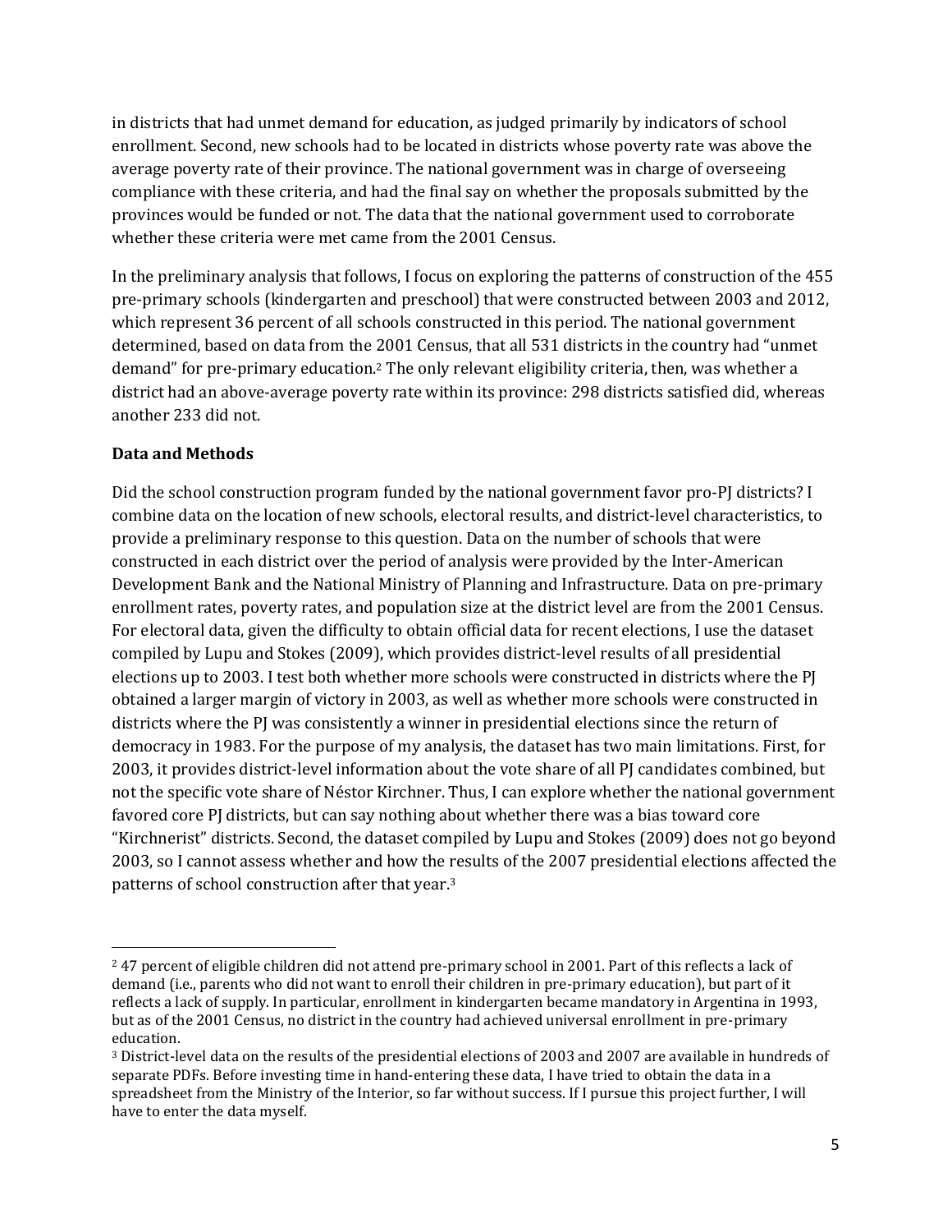in districts that had unmet demand for education, as judged primarily by indicators of school enrollment. Second, new schools had to be located in districts whose poverty rate was above the average poverty rate of their province. The national government was in charge of overseeing compliance with these criteria, and had the final say on whether the proposals submitted by the provinces would be funded or not. The data that the national government used to corroborate whether these criteria were met came from the 2001 Census.

In the preliminary analysis that follows, I focus on exploring the patterns of construction of the 455 pre-primary schools (kindergarten and preschool) that were constructed between 2003 and 2012, which represent 36 percent of all schools constructed in this period. The national government determined, based on data from the 2001 Census, that all 531 districts in the country had "unmet demand" for pre-primary education.[2] The only relevant eligibility criteria, then, was whether a district had an above-average poverty rate within its province: 298 districts satisfied did, whereas another 233 did not.

**Data and Methods**

Did the school construction program funded by the national government favor pro-PJ districts? I combine data on the location of new schools, electoral results, and district-level characteristics, to provide a preliminary response to this question. Data on the number of schools that were constructed in each district over the period of analysis were provided by the Inter-American Development Bank and the National Ministry of Planning and Infrastructure. Data on pre-primary enrollment rates, poverty rates, and population size at the district level are from the 2001 Census. For electoral data, given the difficulty to obtain official data for recent elections, I use the dataset compiled by Lupu and Stokes (2009), which provides district-level results of all presidential elections up to 2003. I test both whether more schools were constructed in districts where the PJ obtained a larger margin of victory in 2003, as well as whether more schools were constructed in districts where the PJ was consistently a winner in presidential elections since the return of democracy in 1983. For the purpose of my analysis, the dataset has two main limitations. First, for 2003, it provides district-level information about the vote share of all PJ candidates combined, but not the specific vote share of Néstor Kirchner. Thus, I can explore whether the national government favored core PJ districts, but can say nothing about whether there was a bias toward core "Kirchnerist" districts. Second, the dataset compiled by Lupu and Stokes (2009) does not go beyond 2003, so I cannot assess whether and how the results of the 2007 presidential elections affected the patterns of school construction after that year.[3]

---

[2] 47 percent of eligible children did not attend pre-primary school in 2001. Part of this reflects a lack of demand (i.e., parents who did not want to enroll their children in pre-primary education), but part of it reflects a lack of supply. In particular, enrollment in kindergarten became mandatory in Argentina in 1993, but as of the 2001 Census, no district in the country had achieved universal enrollment in pre-primary education.

[3] District-level data on the results of the presidential elections of 2003 and 2007 are available in hundreds of separate PDFs. Before investing time in hand-entering these data, I have tried to obtain the data in a spreadsheet from the Ministry of the Interior, so far without success. If I pursue this project further, I will have to enter the data myself.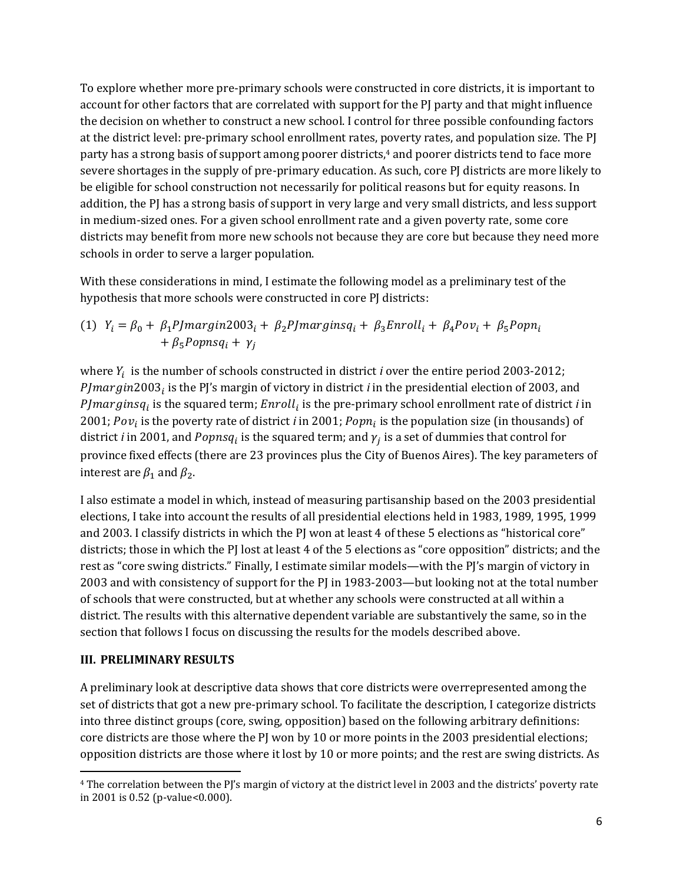To explore whether more pre-primary schools were constructed in core districts, it is important to account for other factors that are correlated with support for the PJ party and that might influence the decision on whether to construct a new school. I control for three possible confounding factors at the district level: pre-primary school enrollment rates, poverty rates, and population size. The PJ party has a strong basis of support among poorer districts,[4] and poorer districts tend to face more severe shortages in the supply of pre-primary education. As such, core PJ districts are more likely to be eligible for school construction not necessarily for political reasons but for equity reasons. In addition, the PJ has a strong basis of support in very large and very small districts, and less support in medium-sized ones. For a given school enrollment rate and a given poverty rate, some core districts may benefit from more new schools not because they are core but because they need more schools in order to serve a larger population.

With these considerations in mind, I estimate the following model as a preliminary test of the hypothesis that more schools were constructed in core PJ districts:

$$(1)\quad Y_i = \beta_0 + \beta_1 PJmargin2003_i + \beta_2 PJmarginsq_i + \beta_3 Enroll_i + \beta_4 Pov_i + \beta_5 Popn_i + \beta_5 Popnsq_i + \gamma_j$$

where $Y_i$ is the number of schools constructed in district *i* over the entire period 2003-2012; $PJmargin2003_i$ is the PJ's margin of victory in district *i* in the presidential election of 2003, and $PJmarginsq_i$ is the squared term; $Enroll_i$ is the pre-primary school enrollment rate of district *i* in 2001; $Pov_i$ is the poverty rate of district *i* in 2001; $Popn_i$ is the population size (in thousands) of district *i* in 2001, and $Popnsq_i$ is the squared term; and $\gamma_j$ is a set of dummies that control for province fixed effects (there are 23 provinces plus the City of Buenos Aires). The key parameters of interest are $\beta_1$ and $\beta_2$.

I also estimate a model in which, instead of measuring partisanship based on the 2003 presidential elections, I take into account the results of all presidential elections held in 1983, 1989, 1995, 1999 and 2003. I classify districts in which the PJ won at least 4 of these 5 elections as "historical core" districts; those in which the PJ lost at least 4 of the 5 elections as "core opposition" districts; and the rest as "core swing districts." Finally, I estimate similar models—with the PJ's margin of victory in 2003 and with consistency of support for the PJ in 1983-2003—but looking not at the total number of schools that were constructed, but at whether any schools were constructed at all within a district. The results with this alternative dependent variable are substantively the same, so in the section that follows I focus on discussing the results for the models described above.

## III. PRELIMINARY RESULTS

A preliminary look at descriptive data shows that core districts were overrepresented among the set of districts that got a new pre-primary school. To facilitate the description, I categorize districts into three distinct groups (core, swing, opposition) based on the following arbitrary definitions: core districts are those where the PJ won by 10 or more points in the 2003 presidential elections; opposition districts are those where it lost by 10 or more points; and the rest are swing districts. As

[4] The correlation between the PJ's margin of victory at the district level in 2003 and the districts' poverty rate in 2001 is 0.52 (p-value<0.000).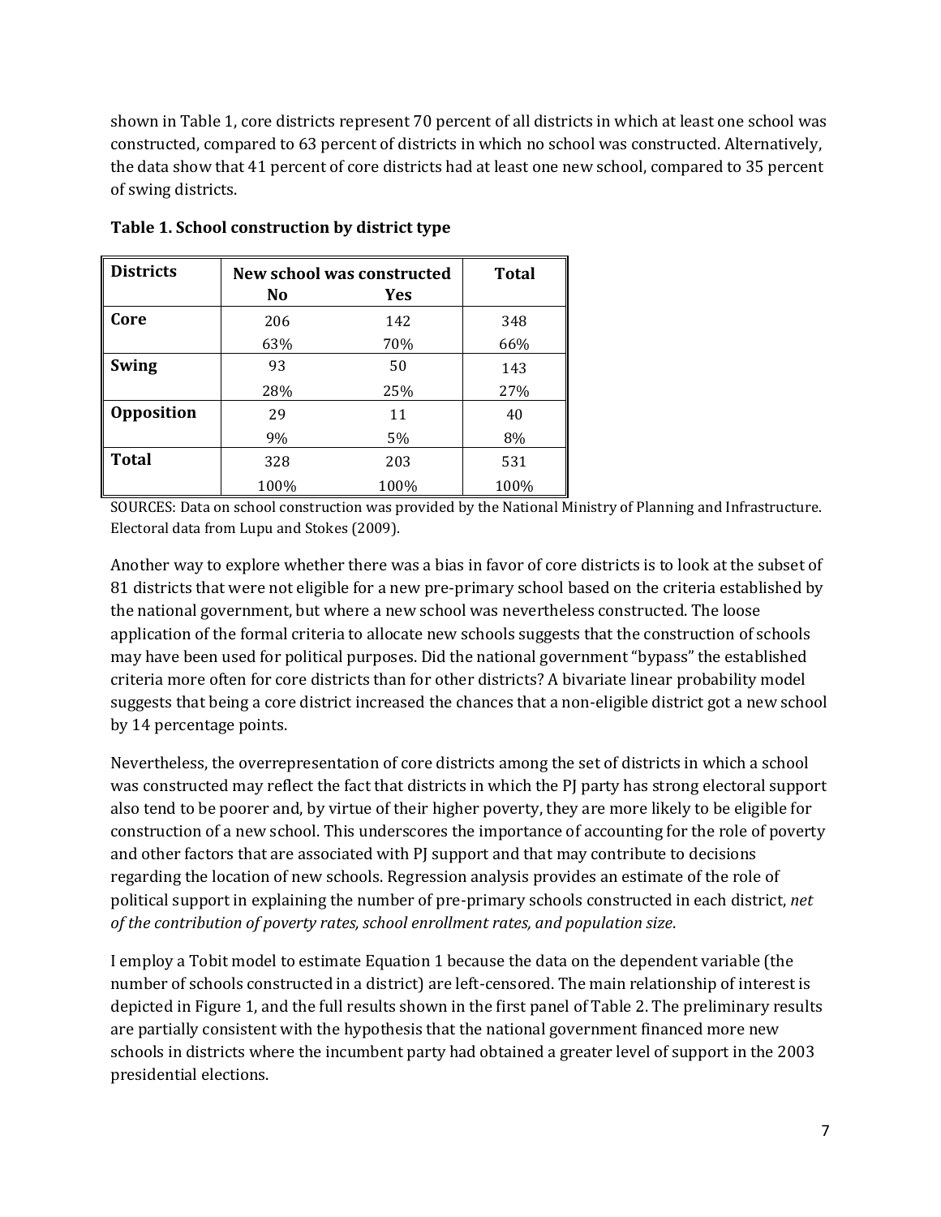shown in Table 1, core districts represent 70 percent of all districts in which at least one school was constructed, compared to 63 percent of districts in which no school was constructed. Alternatively, the data show that 41 percent of core districts had at least one new school, compared to 35 percent of swing districts.

**Table 1. School construction by district type**

| Districts | New school was constructed | | Total |
|---|---|---|---|
| | No | Yes | |
| **Core** | 206 | 142 | 348 |
| | 63% | 70% | 66% |
| **Swing** | 93 | 50 | 143 |
| | 28% | 25% | 27% |
| **Opposition** | 29 | 11 | 40 |
| | 9% | 5% | 8% |
| **Total** | 328 | 203 | 531 |
| | 100% | 100% | 100% |

SOURCES: Data on school construction was provided by the National Ministry of Planning and Infrastructure. Electoral data from Lupu and Stokes (2009).

Another way to explore whether there was a bias in favor of core districts is to look at the subset of 81 districts that were not eligible for a new pre-primary school based on the criteria established by the national government, but where a new school was nevertheless constructed. The loose application of the formal criteria to allocate new schools suggests that the construction of schools may have been used for political purposes. Did the national government "bypass" the established criteria more often for core districts than for other districts? A bivariate linear probability model suggests that being a core district increased the chances that a non-eligible district got a new school by 14 percentage points.

Nevertheless, the overrepresentation of core districts among the set of districts in which a school was constructed may reflect the fact that districts in which the PJ party has strong electoral support also tend to be poorer and, by virtue of their higher poverty, they are more likely to be eligible for construction of a new school. This underscores the importance of accounting for the role of poverty and other factors that are associated with PJ support and that may contribute to decisions regarding the location of new schools. Regression analysis provides an estimate of the role of political support in explaining the number of pre-primary schools constructed in each district, *net of the contribution of poverty rates, school enrollment rates, and population size*.

I employ a Tobit model to estimate Equation 1 because the data on the dependent variable (the number of schools constructed in a district) are left-censored. The main relationship of interest is depicted in Figure 1, and the full results shown in the first panel of Table 2. The preliminary results are partially consistent with the hypothesis that the national government financed more new schools in districts where the incumbent party had obtained a greater level of support in the 2003 presidential elections.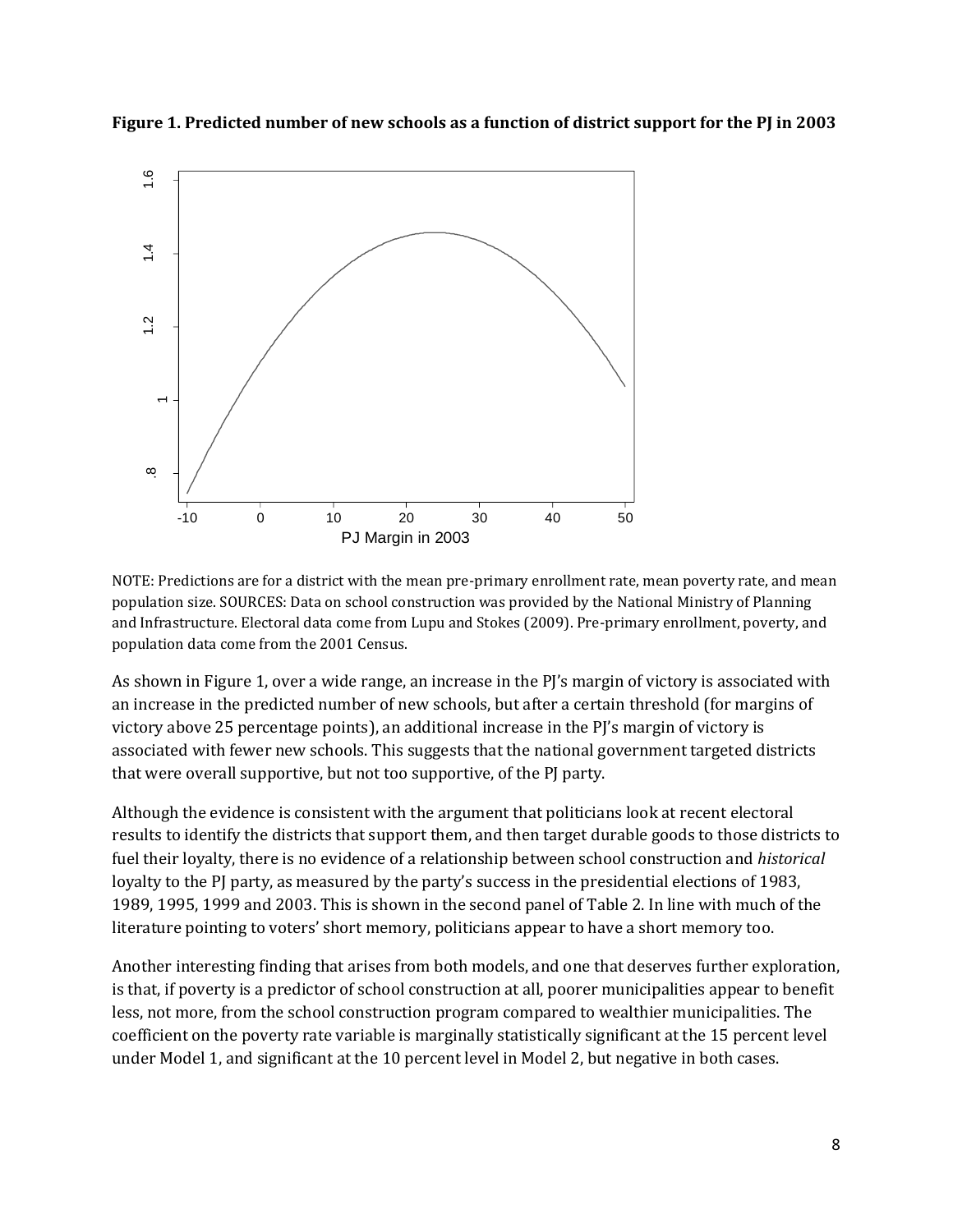**Figure 1. Predicted number of new schools as a function of district support for the PJ in 2003**

NOTE: Predictions are for a district with the mean pre-primary enrollment rate, mean poverty rate, and mean population size. SOURCES: Data on school construction was provided by the National Ministry of Planning and Infrastructure. Electoral data come from Lupu and Stokes (2009). Pre-primary enrollment, poverty, and population data come from the 2001 Census.

As shown in Figure 1, over a wide range, an increase in the PJ's margin of victory is associated with an increase in the predicted number of new schools, but after a certain threshold (for margins of victory above 25 percentage points), an additional increase in the PJ's margin of victory is associated with fewer new schools. This suggests that the national government targeted districts that were overall supportive, but not too supportive, of the PJ party.

Although the evidence is consistent with the argument that politicians look at recent electoral results to identify the districts that support them, and then target durable goods to those districts to fuel their loyalty, there is no evidence of a relationship between school construction and *historical* loyalty to the PJ party, as measured by the party's success in the presidential elections of 1983, 1989, 1995, 1999 and 2003. This is shown in the second panel of Table 2. In line with much of the literature pointing to voters' short memory, politicians appear to have a short memory too.

Another interesting finding that arises from both models, and one that deserves further exploration, is that, if poverty is a predictor of school construction at all, poorer municipalities appear to benefit less, not more, from the school construction program compared to wealthier municipalities. The coefficient on the poverty rate variable is marginally statistically significant at the 15 percent level under Model 1, and significant at the 10 percent level in Model 2, but negative in both cases.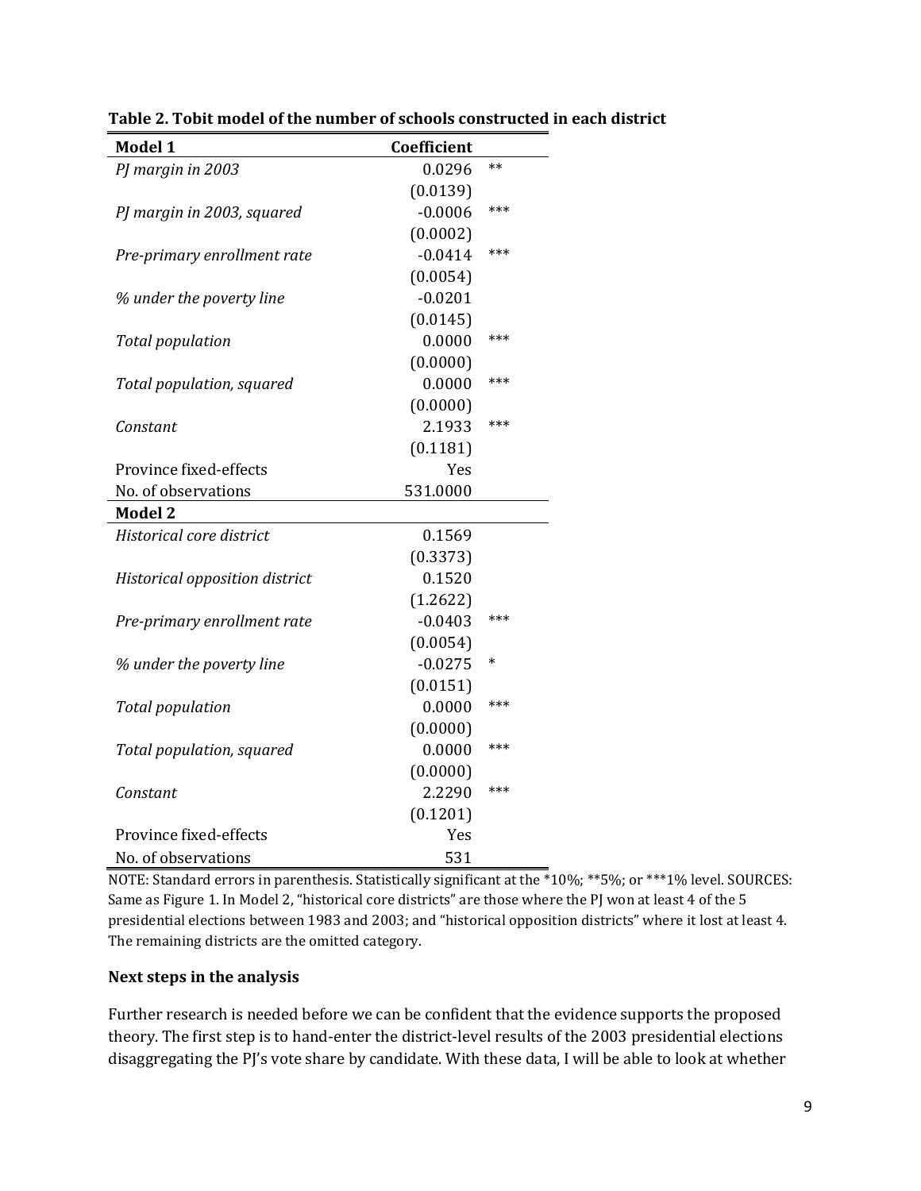**Table 2. Tobit model of the number of schools constructed in each district**

| **Model 1** | **Coefficient** | |
|---|---|---|
| *PJ margin in 2003* | 0.0296 | ** |
| | (0.0139) | |
| *PJ margin in 2003, squared* | -0.0006 | *** |
| | (0.0002) | |
| *Pre-primary enrollment rate* | -0.0414 | *** |
| | (0.0054) | |
| *% under the poverty line* | -0.0201 | |
| | (0.0145) | |
| *Total population* | 0.0000 | *** |
| | (0.0000) | |
| *Total population, squared* | 0.0000 | *** |
| | (0.0000) | |
| *Constant* | 2.1933 | *** |
| | (0.1181) | |
| Province fixed-effects | Yes | |
| No. of observations | 531.0000 | |
| **Model 2** | | |
| *Historical core district* | 0.1569 | |
| | (0.3373) | |
| *Historical opposition district* | 0.1520 | |
| | (1.2622) | |
| *Pre-primary enrollment rate* | -0.0403 | *** |
| | (0.0054) | |
| *% under the poverty line* | -0.0275 | * |
| | (0.0151) | |
| *Total population* | 0.0000 | *** |
| | (0.0000) | |
| *Total population, squared* | 0.0000 | *** |
| | (0.0000) | |
| *Constant* | 2.2290 | *** |
| | (0.1201) | |
| Province fixed-effects | Yes | |
| No. of observations | 531 | |

NOTE: Standard errors in parenthesis. Statistically significant at the *10%; **5%; or ***1% level. SOURCES: Same as Figure 1. In Model 2, "historical core districts" are those where the PJ won at least 4 of the 5 presidential elections between 1983 and 2003; and "historical opposition districts" where it lost at least 4. The remaining districts are the omitted category.

### Next steps in the analysis

Further research is needed before we can be confident that the evidence supports the proposed theory. The first step is to hand-enter the district-level results of the 2003 presidential elections disaggregating the PJ's vote share by candidate. With these data, I will be able to look at whether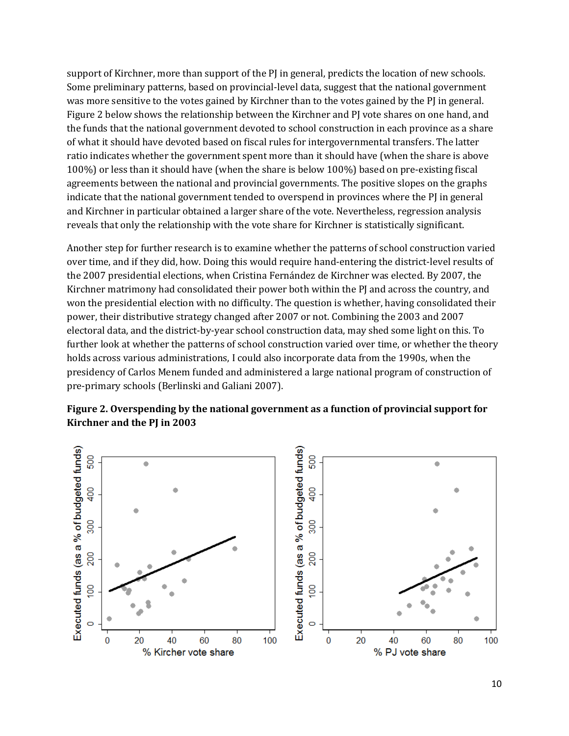support of Kirchner, more than support of the PJ in general, predicts the location of new schools. Some preliminary patterns, based on provincial-level data, suggest that the national government was more sensitive to the votes gained by Kirchner than to the votes gained by the PJ in general. Figure 2 below shows the relationship between the Kirchner and PJ vote shares on one hand, and the funds that the national government devoted to school construction in each province as a share of what it should have devoted based on fiscal rules for intergovernmental transfers. The latter ratio indicates whether the government spent more than it should have (when the share is above 100%) or less than it should have (when the share is below 100%) based on pre-existing fiscal agreements between the national and provincial governments. The positive slopes on the graphs indicate that the national government tended to overspend in provinces where the PJ in general and Kirchner in particular obtained a larger share of the vote. Nevertheless, regression analysis reveals that only the relationship with the vote share for Kirchner is statistically significant.

Another step for further research is to examine whether the patterns of school construction varied over time, and if they did, how. Doing this would require hand-entering the district-level results of the 2007 presidential elections, when Cristina Fernández de Kirchner was elected. By 2007, the Kirchner matrimony had consolidated their power both within the PJ and across the country, and won the presidential election with no difficulty. The question is whether, having consolidated their power, their distributive strategy changed after 2007 or not. Combining the 2003 and 2007 electoral data, and the district-by-year school construction data, may shed some light on this. To further look at whether the patterns of school construction varied over time, or whether the theory holds across various administrations, I could also incorporate data from the 1990s, when the presidency of Carlos Menem funded and administered a large national program of construction of pre-primary schools (Berlinski and Galiani 2007).

**Figure 2. Overspending by the national government as a function of provincial support for Kirchner and the PJ in 2003**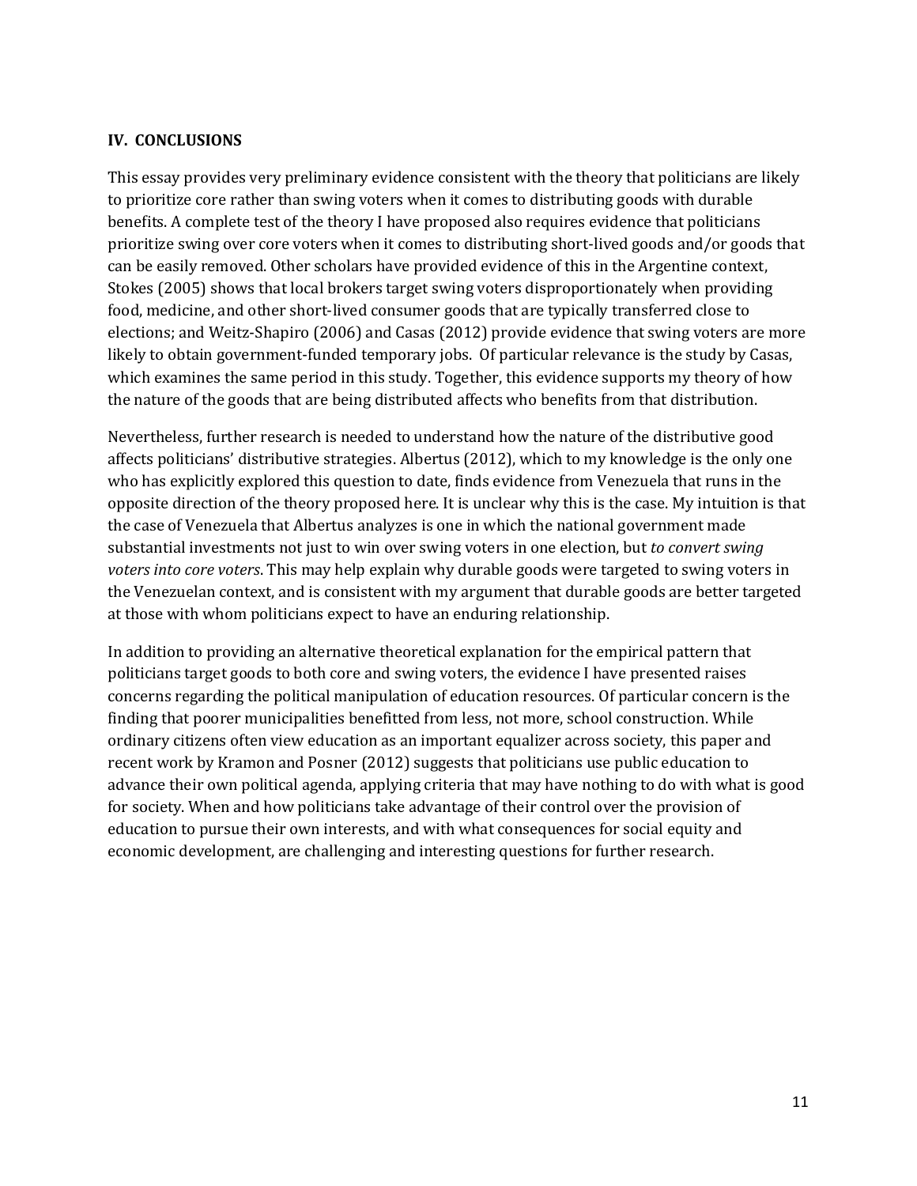## IV. CONCLUSIONS

This essay provides very preliminary evidence consistent with the theory that politicians are likely to prioritize core rather than swing voters when it comes to distributing goods with durable benefits. A complete test of the theory I have proposed also requires evidence that politicians prioritize swing over core voters when it comes to distributing short-lived goods and/or goods that can be easily removed. Other scholars have provided evidence of this in the Argentine context, Stokes (2005) shows that local brokers target swing voters disproportionately when providing food, medicine, and other short-lived consumer goods that are typically transferred close to elections; and Weitz-Shapiro (2006) and Casas (2012) provide evidence that swing voters are more likely to obtain government-funded temporary jobs. Of particular relevance is the study by Casas, which examines the same period in this study. Together, this evidence supports my theory of how the nature of the goods that are being distributed affects who benefits from that distribution.

Nevertheless, further research is needed to understand how the nature of the distributive good affects politicians' distributive strategies. Albertus (2012), which to my knowledge is the only one who has explicitly explored this question to date, finds evidence from Venezuela that runs in the opposite direction of the theory proposed here. It is unclear why this is the case. My intuition is that the case of Venezuela that Albertus analyzes is one in which the national government made substantial investments not just to win over swing voters in one election, but *to convert swing voters into core voters*. This may help explain why durable goods were targeted to swing voters in the Venezuelan context, and is consistent with my argument that durable goods are better targeted at those with whom politicians expect to have an enduring relationship.

In addition to providing an alternative theoretical explanation for the empirical pattern that politicians target goods to both core and swing voters, the evidence I have presented raises concerns regarding the political manipulation of education resources. Of particular concern is the finding that poorer municipalities benefitted from less, not more, school construction. While ordinary citizens often view education as an important equalizer across society, this paper and recent work by Kramon and Posner (2012) suggests that politicians use public education to advance their own political agenda, applying criteria that may have nothing to do with what is good for society. When and how politicians take advantage of their control over the provision of education to pursue their own interests, and with what consequences for social equity and economic development, are challenging and interesting questions for further research.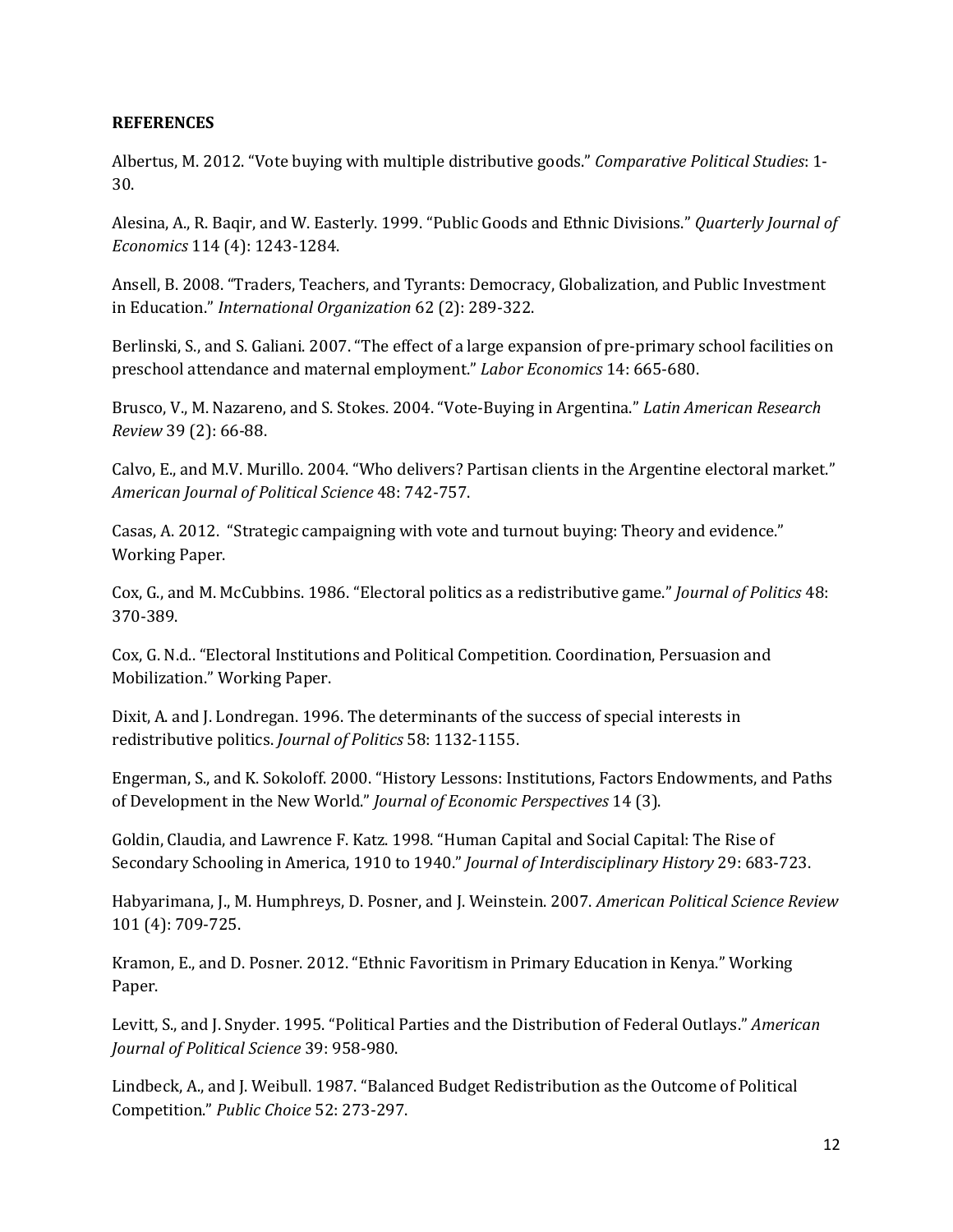**REFERENCES**

Albertus, M. 2012. "Vote buying with multiple distributive goods." *Comparative Political Studies*: 1-30.

Alesina, A., R. Baqir, and W. Easterly. 1999. "Public Goods and Ethnic Divisions." *Quarterly Journal of Economics* 114 (4): 1243-1284.

Ansell, B. 2008. "Traders, Teachers, and Tyrants: Democracy, Globalization, and Public Investment in Education." *International Organization* 62 (2): 289-322.

Berlinski, S., and S. Galiani. 2007. "The effect of a large expansion of pre-primary school facilities on preschool attendance and maternal employment." *Labor Economics* 14: 665-680.

Brusco, V., M. Nazareno, and S. Stokes. 2004. "Vote-Buying in Argentina." *Latin American Research Review* 39 (2): 66-88.

Calvo, E., and M.V. Murillo. 2004. "Who delivers? Partisan clients in the Argentine electoral market." *American Journal of Political Science* 48: 742-757.

Casas, A. 2012. "Strategic campaigning with vote and turnout buying: Theory and evidence." Working Paper.

Cox, G., and M. McCubbins. 1986. "Electoral politics as a redistributive game." *Journal of Politics* 48: 370-389.

Cox, G. N.d.. "Electoral Institutions and Political Competition. Coordination, Persuasion and Mobilization." Working Paper.

Dixit, A. and J. Londregan. 1996. The determinants of the success of special interests in redistributive politics. *Journal of Politics* 58: 1132-1155.

Engerman, S., and K. Sokoloff. 2000. "History Lessons: Institutions, Factors Endowments, and Paths of Development in the New World." *Journal of Economic Perspectives* 14 (3).

Goldin, Claudia, and Lawrence F. Katz. 1998. "Human Capital and Social Capital: The Rise of Secondary Schooling in America, 1910 to 1940." *Journal of Interdisciplinary History* 29: 683-723.

Habyarimana, J., M. Humphreys, D. Posner, and J. Weinstein. 2007. *American Political Science Review* 101 (4): 709-725.

Kramon, E., and D. Posner. 2012. "Ethnic Favoritism in Primary Education in Kenya." Working Paper.

Levitt, S., and J. Snyder. 1995. "Political Parties and the Distribution of Federal Outlays." *American Journal of Political Science* 39: 958-980.

Lindbeck, A., and J. Weibull. 1987. "Balanced Budget Redistribution as the Outcome of Political Competition." *Public Choice* 52: 273-297.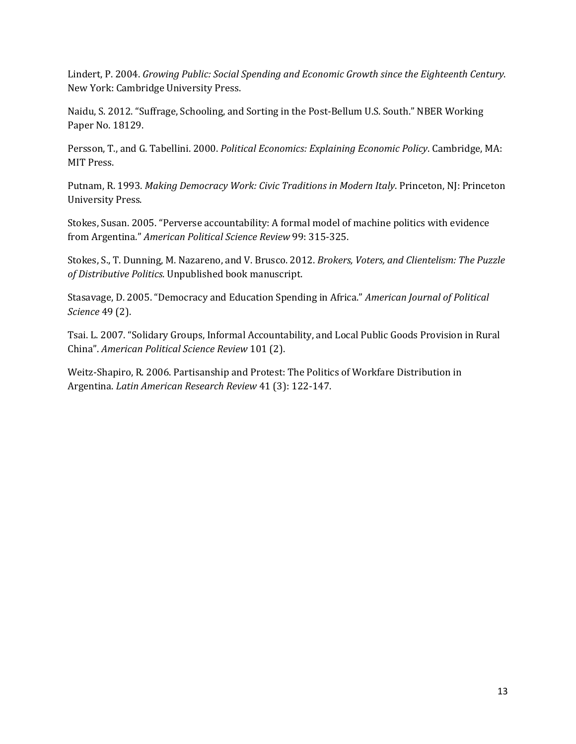Lindert, P. 2004. *Growing Public: Social Spending and Economic Growth since the Eighteenth Century*. New York: Cambridge University Press.

Naidu, S. 2012. "Suffrage, Schooling, and Sorting in the Post-Bellum U.S. South." NBER Working Paper No. 18129.

Persson, T., and G. Tabellini. 2000. *Political Economics: Explaining Economic Policy*. Cambridge, MA: MIT Press.

Putnam, R. 1993. *Making Democracy Work: Civic Traditions in Modern Italy*. Princeton, NJ: Princeton University Press.

Stokes, Susan. 2005. "Perverse accountability: A formal model of machine politics with evidence from Argentina." *American Political Science Review* 99: 315-325.

Stokes, S., T. Dunning, M. Nazareno, and V. Brusco. 2012. *Brokers, Voters, and Clientelism: The Puzzle of Distributive Politics*. Unpublished book manuscript.

Stasavage, D. 2005. "Democracy and Education Spending in Africa." *American Journal of Political Science* 49 (2).

Tsai. L. 2007. "Solidary Groups, Informal Accountability, and Local Public Goods Provision in Rural China". *American Political Science Review* 101 (2).

Weitz-Shapiro, R. 2006. Partisanship and Protest: The Politics of Workfare Distribution in Argentina. *Latin American Research Review* 41 (3): 122-147.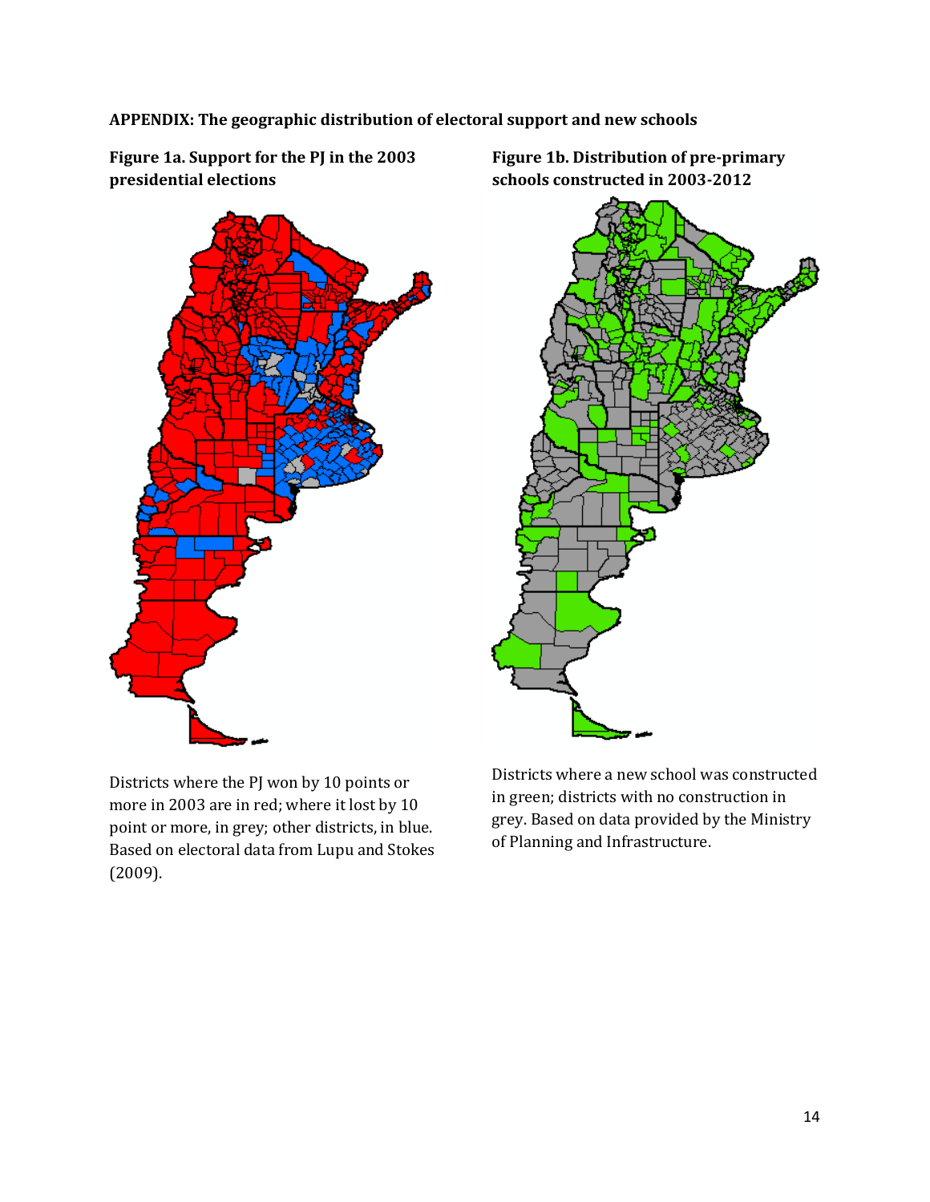**APPENDIX: The geographic distribution of electoral support and new schools**

**Figure 1a. Support for the PJ in the 2003 presidential elections**

Districts where the PJ won by 10 points or more in 2003 are in red; where it lost by 10 point or more, in grey; other districts, in blue. Based on electoral data from Lupu and Stokes (2009).

**Figure 1b. Distribution of pre-primary schools constructed in 2003-2012**

Districts where a new school was constructed in green; districts with no construction in grey. Based on data provided by the Ministry of Planning and Infrastructure.